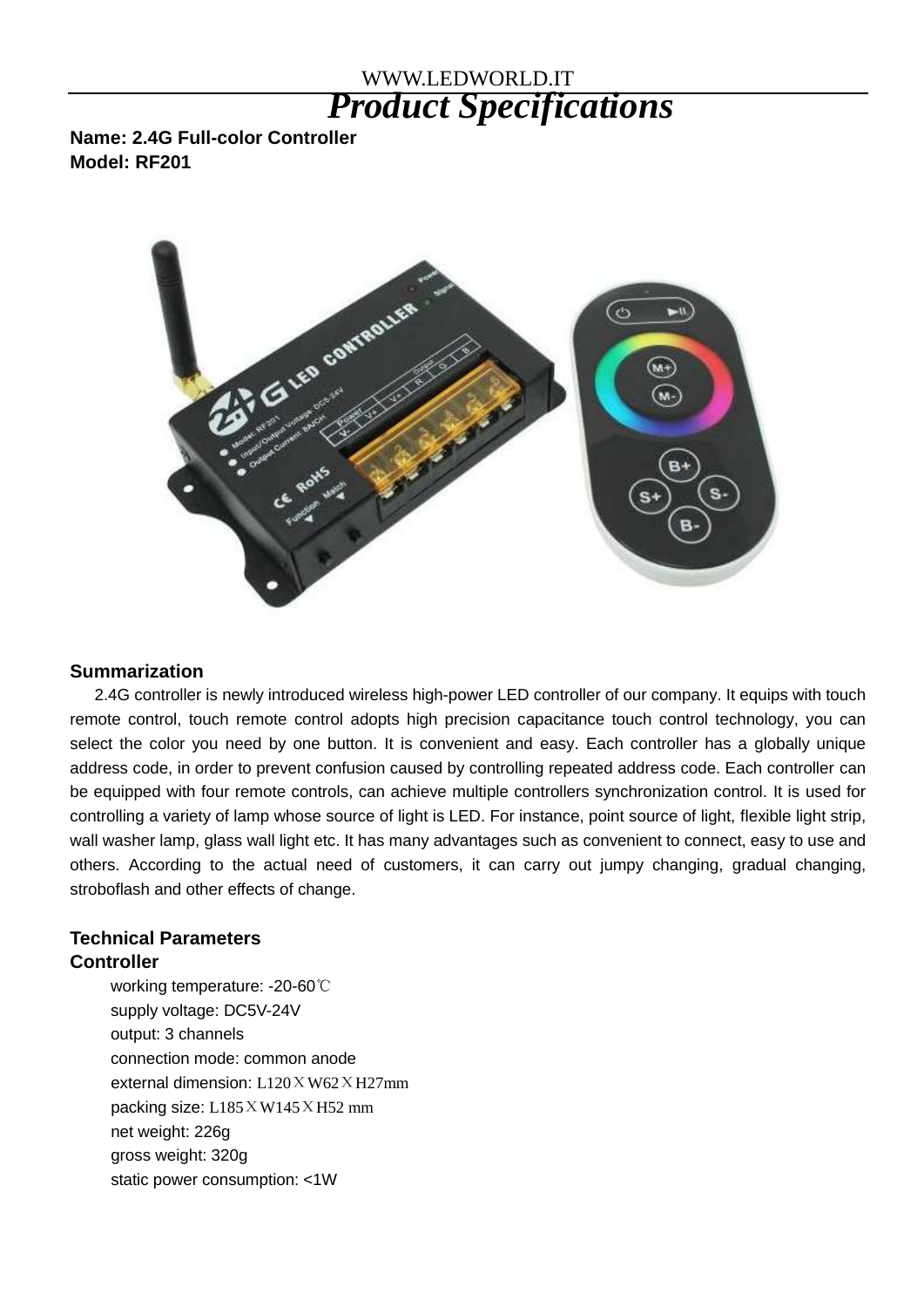WWW.LEDWORLD.IT

# *Product Specifications*

**Name: 2.4G Full-color Controller**
**Model: RF201**

## Summarization

2.4G controller is newly introduced wireless high-power LED controller of our company. It equips with touch remote control, touch remote control adopts high precision capacitance touch control technology, you can select the color you need by one button. It is convenient and easy. Each controller has a globally unique address code, in order to prevent confusion caused by controlling repeated address code. Each controller can be equipped with four remote controls, can achieve multiple controllers synchronization control. It is used for controlling a variety of lamp whose source of light is LED. For instance, point source of light, flexible light strip, wall washer lamp, glass wall light etc. It has many advantages such as convenient to connect, easy to use and others. According to the actual need of customers, it can carry out jumpy changing, gradual changing, stroboflash and other effects of change.

## Technical Parameters

### Controller

- working temperature: -20-60℃
- supply voltage: DC5V-24V
- output: 3 channels
- connection mode: common anode
- external dimension: L120ＸW62ＸH27mm
- packing size: L185ＸW145ＸH52 mm
- net weight: 226g
- gross weight: 320g
- static power consumption: <1W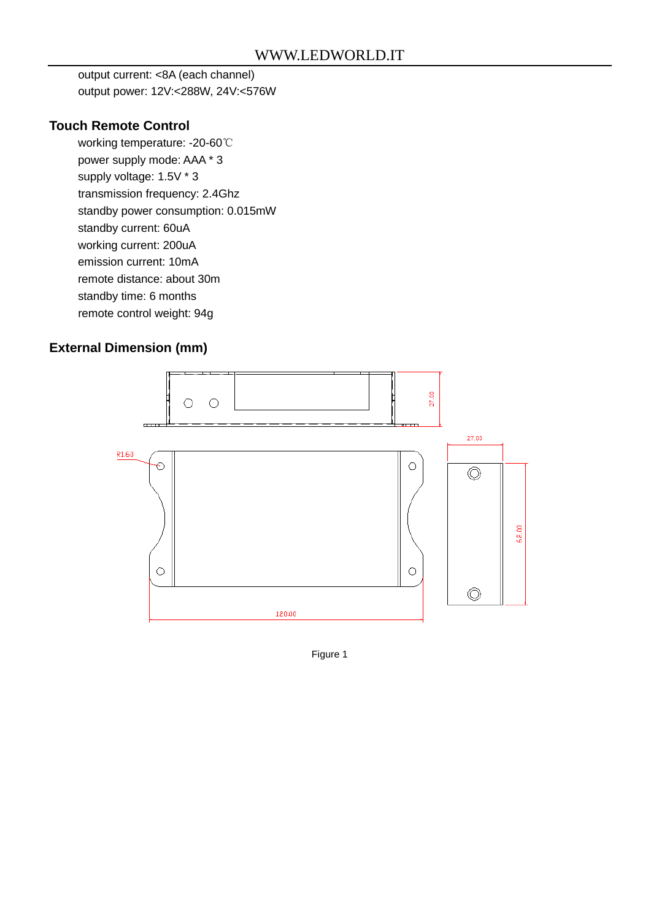output current: <8A (each channel)

output power: 12V:<288W, 24V:<576W

## Touch Remote Control

working temperature: -20-60℃

power supply mode: AAA * 3

supply voltage: 1.5V * 3

transmission frequency: 2.4Ghz

standby power consumption: 0.015mW

standby current: 60uA

working current: 200uA

emission current: 10mA

remote distance: about 30m

standby time: 6 months

remote control weight: 94g

## External Dimension (mm)

27.00

R1.60

27.00

62.00

120.00

Figure 1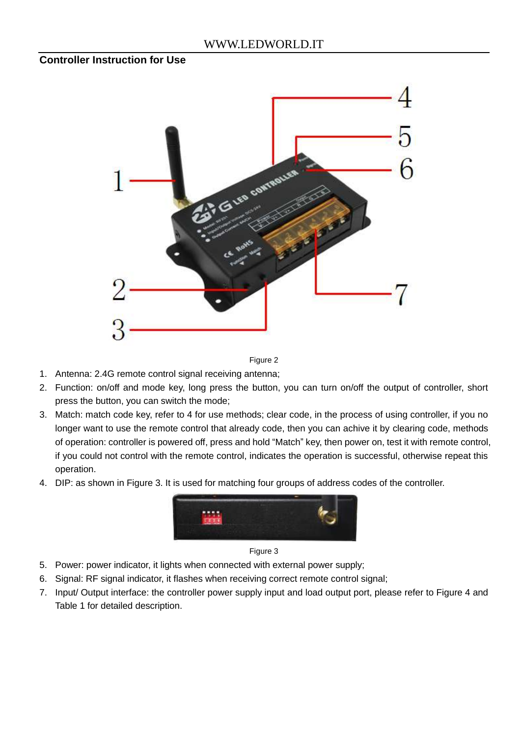## Controller Instruction for Use

Figure 2

1. Antenna: 2.4G remote control signal receiving antenna;
2. Function: on/off and mode key, long press the button, you can turn on/off the output of controller, short press the button, you can switch the mode;
3. Match: match code key, refer to 4 for use methods; clear code, in the process of using controller, if you no longer want to use the remote control that already code, then you can achive it by clearing code, methods of operation: controller is powered off, press and hold "Match" key, then power on, test it with remote control, if you could not control with the remote control, indicates the operation is successful, otherwise repeat this operation.
4. DIP: as shown in Figure 3. It is used for matching four groups of address codes of the controller.

Figure 3

5. Power: power indicator, it lights when connected with external power supply;
6. Signal: RF signal indicator, it flashes when receiving correct remote control signal;
7. Input/ Output interface: the controller power supply input and load output port, please refer to Figure 4 and Table 1 for detailed description.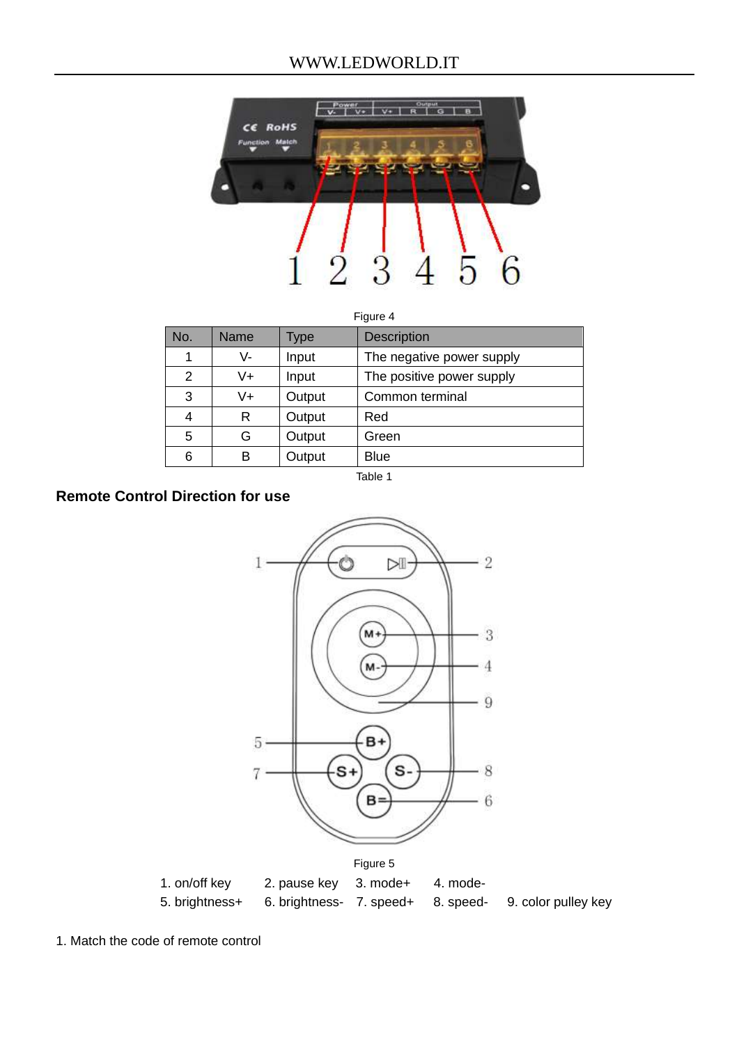Figure 4

| No. | Name | Type | Description |
|---|---|---|---|
| 1 | V- | Input | The negative power supply |
| 2 | V+ | Input | The positive power supply |
| 3 | V+ | Output | Common terminal |
| 4 | R | Output | Red |
| 5 | G | Output | Green |
| 6 | B | Output | Blue |

Table 1

**Remote Control Direction for use**

Figure 5

1. on/off key 2. pause key 3. mode+ 4. mode-
5. brightness+ 6. brightness- 7. speed+ 8. speed- 9. color pulley key

1. Match the code of remote control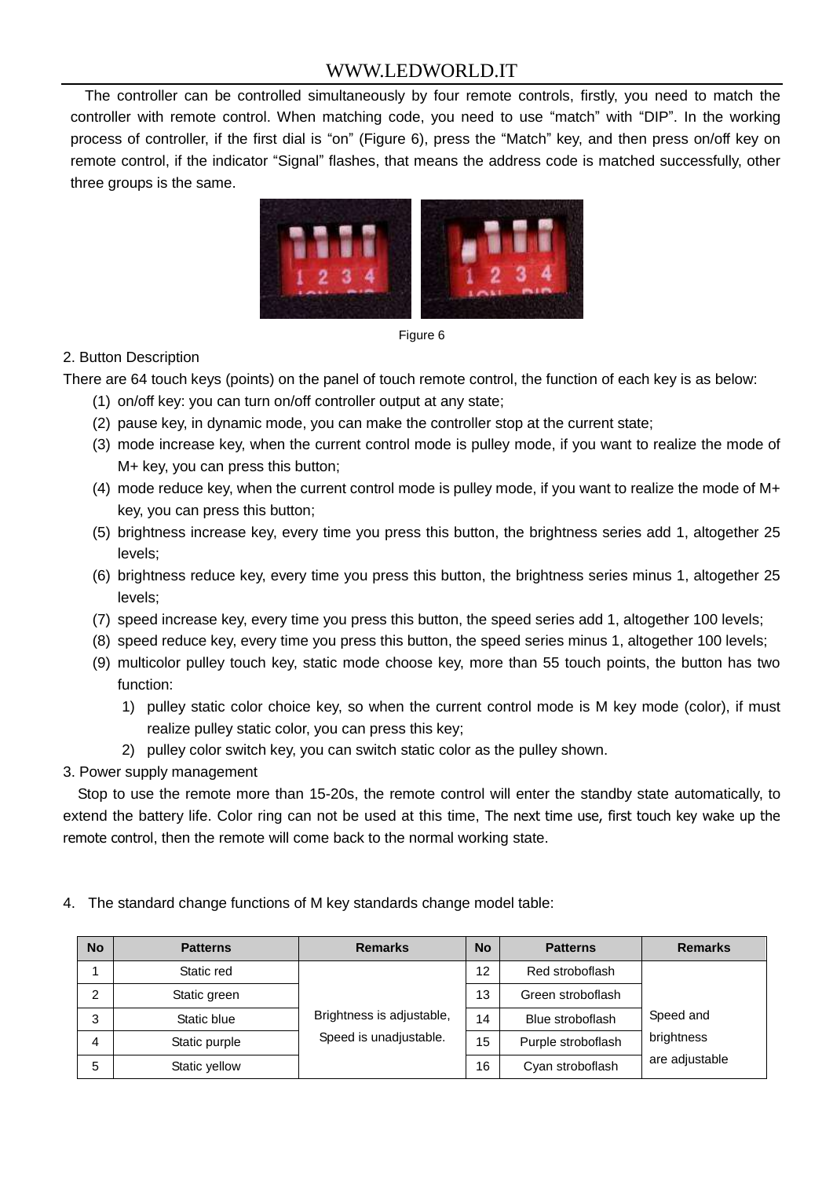The controller can be controlled simultaneously by four remote controls, firstly, you need to match the controller with remote control. When matching code, you need to use "match" with "DIP". In the working process of controller, if the first dial is "on" (Figure 6), press the "Match" key, and then press on/off key on remote control, if the indicator "Signal" flashes, that means the address code is matched successfully, other three groups is the same.

Figure 6

2. Button Description

There are 64 touch keys (points) on the panel of touch remote control, the function of each key is as below:

(1) on/off key: you can turn on/off controller output at any state;
(2) pause key, in dynamic mode, you can make the controller stop at the current state;
(3) mode increase key, when the current control mode is pulley mode, if you want to realize the mode of M+ key, you can press this button;
(4) mode reduce key, when the current control mode is pulley mode, if you want to realize the mode of M+ key, you can press this button;
(5) brightness increase key, every time you press this button, the brightness series add 1, altogether 25 levels;
(6) brightness reduce key, every time you press this button, the brightness series minus 1, altogether 25 levels;
(7) speed increase key, every time you press this button, the speed series add 1, altogether 100 levels;
(8) speed reduce key, every time you press this button, the speed series minus 1, altogether 100 levels;
(9) multicolor pulley touch key, static mode choose key, more than 55 touch points, the button has two function:
   1) pulley static color choice key, so when the current control mode is M key mode (color), if must realize pulley static color, you can press this key;
   2) pulley color switch key, you can switch static color as the pulley shown.

3. Power supply management

Stop to use the remote more than 15-20s, the remote control will enter the standby state automatically, to extend the battery life. Color ring can not be used at this time, The next time use, first touch key wake up the remote control, then the remote will come back to the normal working state.

4. The standard change functions of M key standards change model table:

| No | Patterns | Remarks | No | Patterns | Remarks |
|---|---|---|---|---|---|
| 1 | Static red | Brightness is adjustable, Speed is unadjustable. | 12 | Red stroboflash | Speed and brightness are adjustable |
| 2 | Static green | | 13 | Green stroboflash | |
| 3 | Static blue | | 14 | Blue stroboflash | |
| 4 | Static purple | | 15 | Purple stroboflash | |
| 5 | Static yellow | | 16 | Cyan stroboflash | |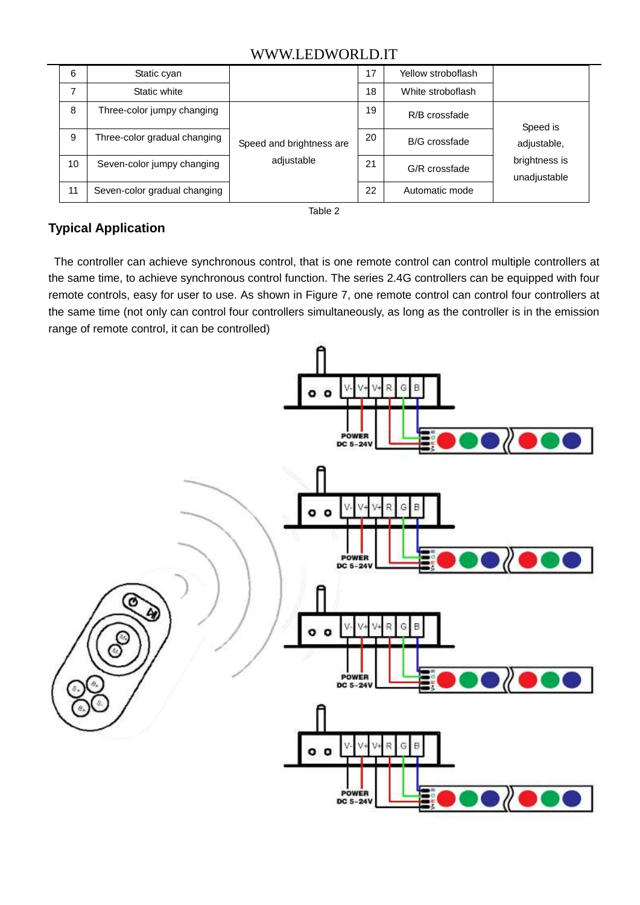| 6 | Static cyan | | 17 | Yellow stroboflash | |
|---|---|---|---|---|---|
| 7 | Static white | | 18 | White stroboflash | |
| 8 | Three-color jumpy changing | Speed and brightness are adjustable | 19 | R/B crossfade | Speed is adjustable, brightness is unadjustable |
| 9 | Three-color gradual changing | | 20 | B/G crossfade | |
| 10 | Seven-color jumpy changing | | 21 | G/R crossfade | |
| 11 | Seven-color gradual changing | | 22 | Automatic mode | |

Table 2

### Typical Application

The controller can achieve synchronous control, that is one remote control can control multiple controllers at the same time, to achieve synchronous control function. The series 2.4G controllers can be equipped with four remote controls, easy for user to use. As shown in Figure 7, one remote control can control four controllers at the same time (not only can control four controllers simultaneously, as long as the controller is in the emission range of remote control, it can be controlled)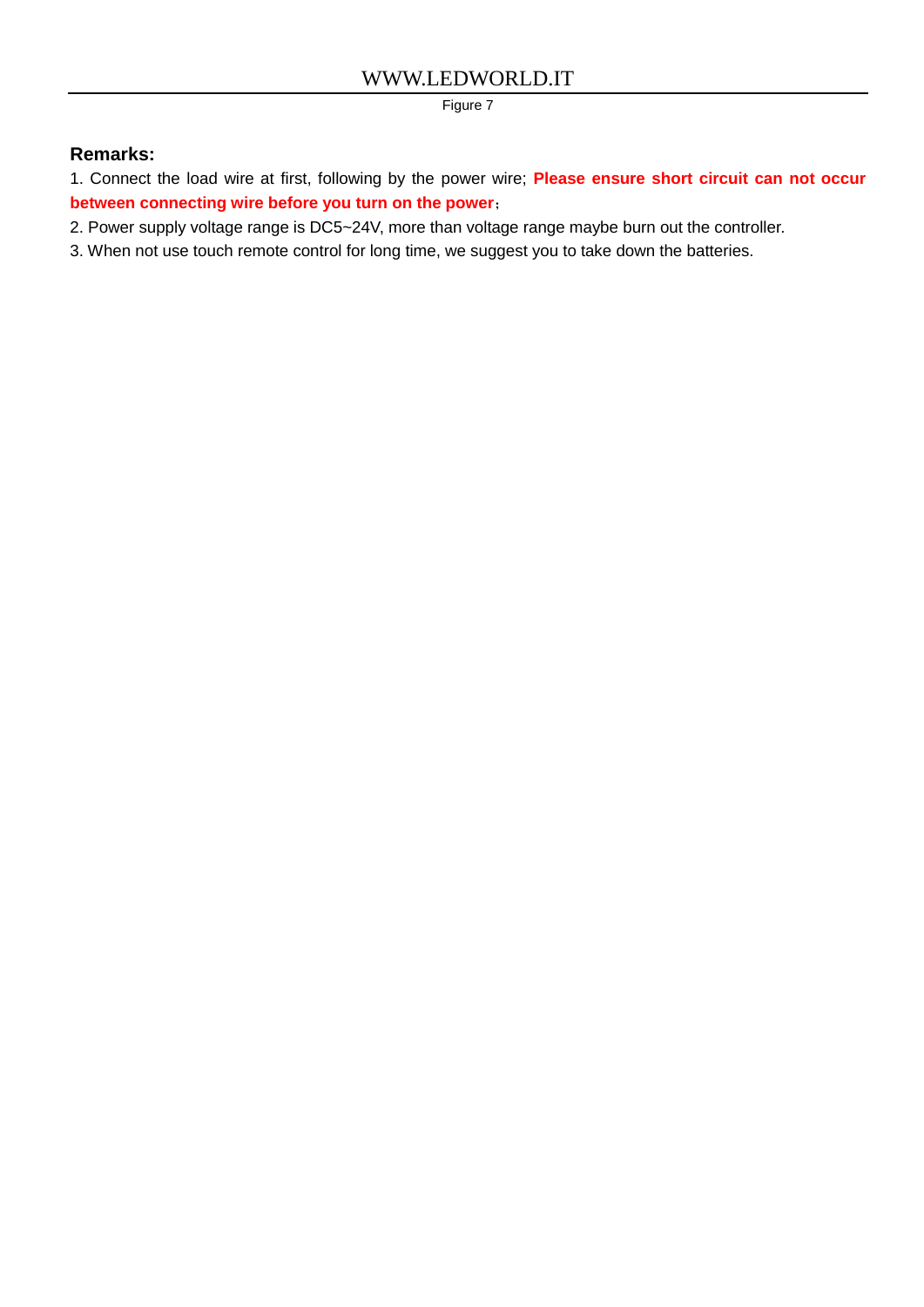Figure 7

**Remarks:**

1. Connect the load wire at first, following by the power wire; **Please ensure short circuit can not occur between connecting wire before you turn on the power**；

2. Power supply voltage range is DC5~24V, more than voltage range maybe burn out the controller.

3. When not use touch remote control for long time, we suggest you to take down the batteries.